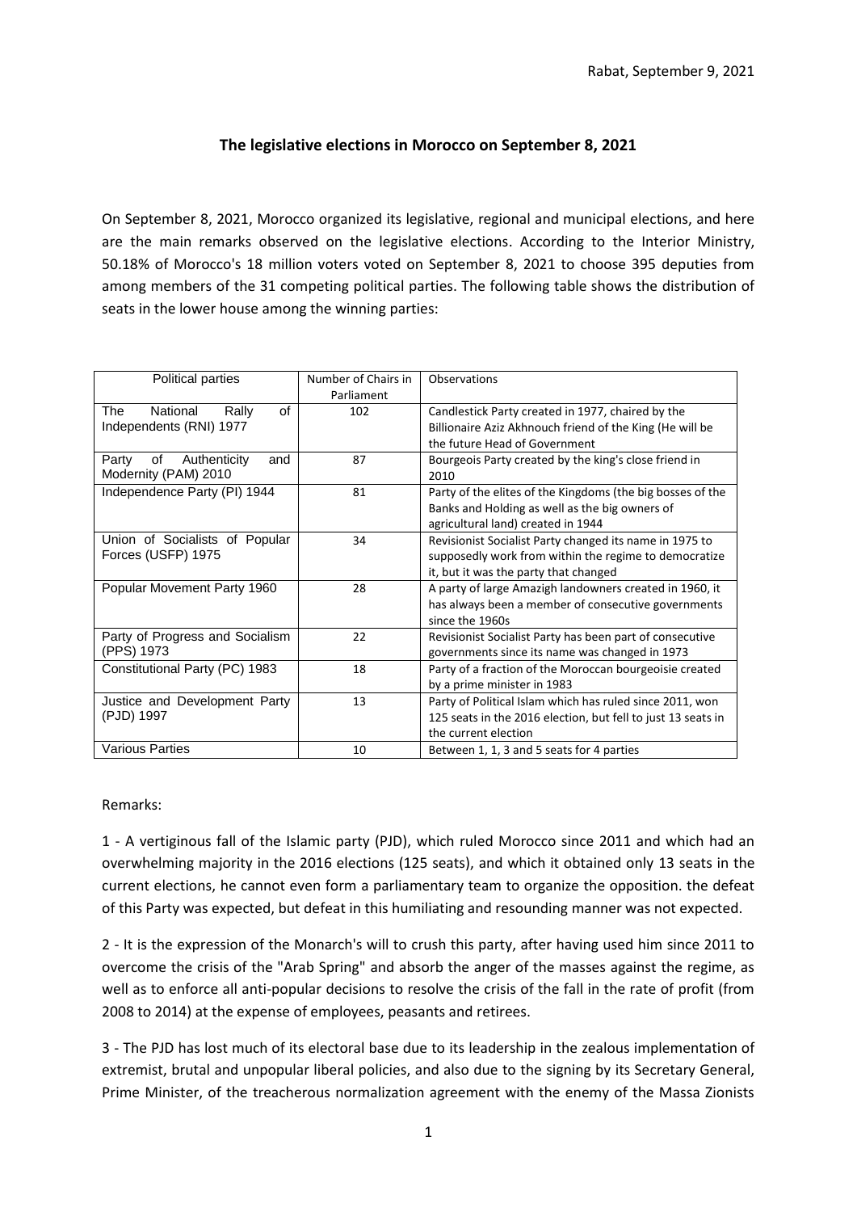Rabat, September 9, 2021

## The legislative elections in Morocco on September 8, 2021

On September 8, 2021, Morocco organized its legislative, regional and municipal elections, and here are the main remarks observed on the legislative elections. According to the Interior Ministry, 50.18% of Morocco's 18 million voters voted on September 8, 2021 to choose 395 deputies from among members of the 31 competing political parties. The following table shows the distribution of seats in the lower house among the winning parties:

| Political parties | Number of Chairs in Parliament | Observations |
| --- | --- | --- |
| The National Rally of Independents (RNI) 1977 | 102 | Candlestick Party created in 1977, chaired by the Billionaire Aziz Akhnouch friend of the King (He will be the future Head of Government |
| Party of Authenticity and Modernity (PAM) 2010 | 87 | Bourgeois Party created by the king's close friend in 2010 |
| Independence Party (PI) 1944 | 81 | Party of the elites of the Kingdoms (the big bosses of the Banks and Holding as well as the big owners of agricultural land) created in 1944 |
| Union of Socialists of Popular Forces (USFP) 1975 | 34 | Revisionist Socialist Party changed its name in 1975 to supposedly work from within the regime to democratize it, but it was the party that changed |
| Popular Movement Party 1960 | 28 | A party of large Amazigh landowners created in 1960, it has always been a member of consecutive governments since the 1960s |
| Party of Progress and Socialism (PPS) 1973 | 22 | Revisionist Socialist Party has been part of consecutive governments since its name was changed in 1973 |
| Constitutional Party (PC) 1983 | 18 | Party of a fraction of the Moroccan bourgeoisie created by a prime minister in 1983 |
| Justice and Development Party (PJD) 1997 | 13 | Party of Political Islam which has ruled since 2011, won 125 seats in the 2016 election, but fell to just 13 seats in the current election |
| Various Parties | 10 | Between 1, 1, 3 and 5 seats for 4 parties |

Remarks:

1 - A vertiginous fall of the Islamic party (PJD), which ruled Morocco since 2011 and which had an overwhelming majority in the 2016 elections (125 seats), and which it obtained only 13 seats in the current elections, he cannot even form a parliamentary team to organize the opposition. the defeat of this Party was expected, but defeat in this humiliating and resounding manner was not expected.

2 - It is the expression of the Monarch's will to crush this party, after having used him since 2011 to overcome the crisis of the "Arab Spring" and absorb the anger of the masses against the regime, as well as to enforce all anti-popular decisions to resolve the crisis of the fall in the rate of profit (from 2008 to 2014) at the expense of employees, peasants and retirees.

3 - The PJD has lost much of its electoral base due to its leadership in the zealous implementation of extremist, brutal and unpopular liberal policies, and also due to the signing by its Secretary General, Prime Minister, of the treacherous normalization agreement with the enemy of the Massa Zionists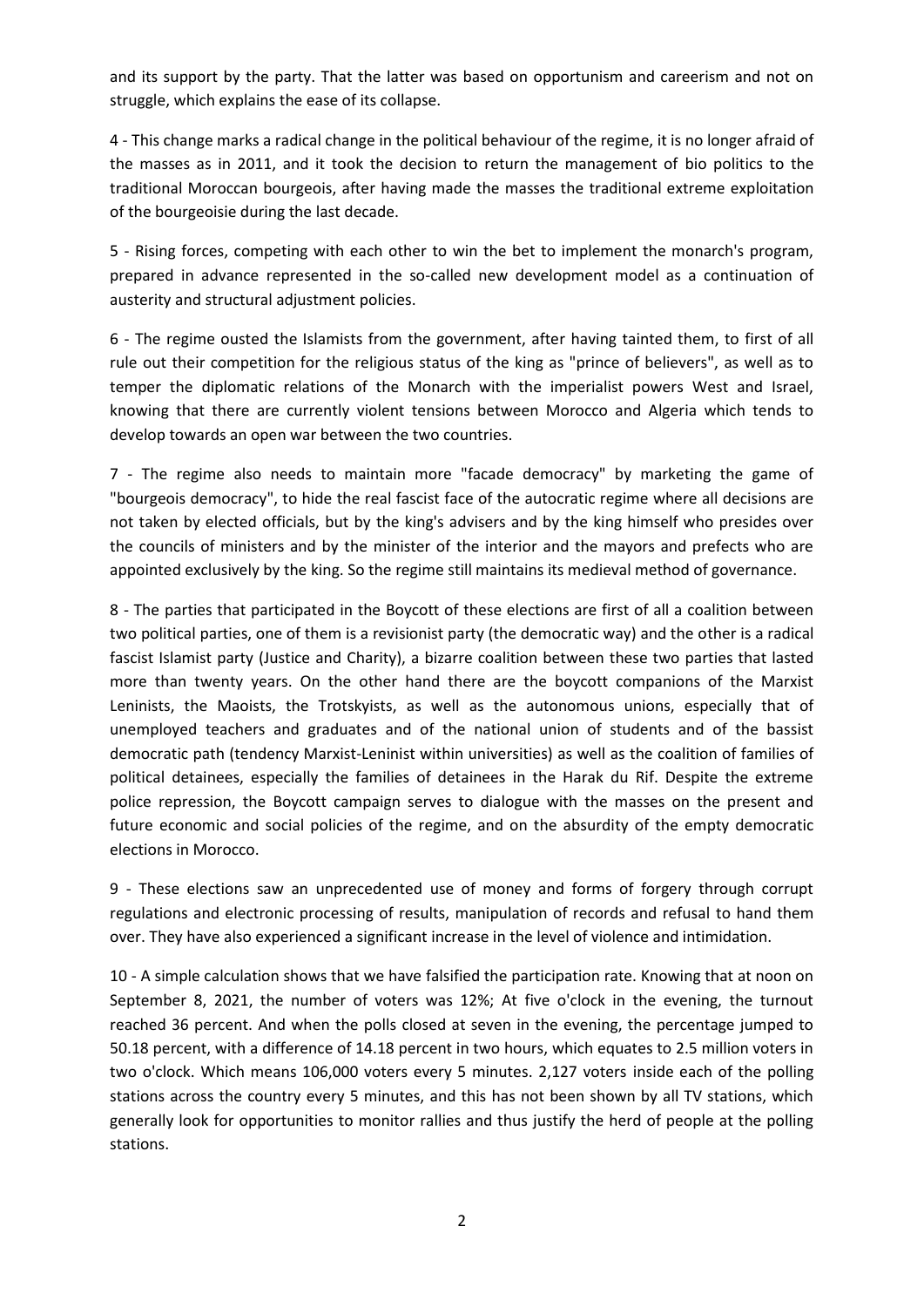and its support by the party. That the latter was based on opportunism and careerism and not on struggle, which explains the ease of its collapse.

4 - This change marks a radical change in the political behaviour of the regime, it is no longer afraid of the masses as in 2011, and it took the decision to return the management of bio politics to the traditional Moroccan bourgeois, after having made the masses the traditional extreme exploitation of the bourgeoisie during the last decade.

5 - Rising forces, competing with each other to win the bet to implement the monarch's program, prepared in advance represented in the so-called new development model as a continuation of austerity and structural adjustment policies.

6 - The regime ousted the Islamists from the government, after having tainted them, to first of all rule out their competition for the religious status of the king as "prince of believers", as well as to temper the diplomatic relations of the Monarch with the imperialist powers West and Israel, knowing that there are currently violent tensions between Morocco and Algeria which tends to develop towards an open war between the two countries.

7 - The regime also needs to maintain more "facade democracy" by marketing the game of "bourgeois democracy", to hide the real fascist face of the autocratic regime where all decisions are not taken by elected officials, but by the king's advisers and by the king himself who presides over the councils of ministers and by the minister of the interior and the mayors and prefects who are appointed exclusively by the king. So the regime still maintains its medieval method of governance.

8 - The parties that participated in the Boycott of these elections are first of all a coalition between two political parties, one of them is a revisionist party (the democratic way) and the other is a radical fascist Islamist party (Justice and Charity), a bizarre coalition between these two parties that lasted more than twenty years. On the other hand there are the boycott companions of the Marxist Leninists, the Maoists, the Trotskyists, as well as the autonomous unions, especially that of unemployed teachers and graduates and of the national union of students and of the bassist democratic path (tendency Marxist-Leninist within universities) as well as the coalition of families of political detainees, especially the families of detainees in the Harak du Rif. Despite the extreme police repression, the Boycott campaign serves to dialogue with the masses on the present and future economic and social policies of the regime, and on the absurdity of the empty democratic elections in Morocco.

9 - These elections saw an unprecedented use of money and forms of forgery through corrupt regulations and electronic processing of results, manipulation of records and refusal to hand them over. They have also experienced a significant increase in the level of violence and intimidation.

10 - A simple calculation shows that we have falsified the participation rate. Knowing that at noon on September 8, 2021, the number of voters was 12%; At five o'clock in the evening, the turnout reached 36 percent. And when the polls closed at seven in the evening, the percentage jumped to 50.18 percent, with a difference of 14.18 percent in two hours, which equates to 2.5 million voters in two o'clock. Which means 106,000 voters every 5 minutes. 2,127 voters inside each of the polling stations across the country every 5 minutes, and this has not been shown by all TV stations, which generally look for opportunities to monitor rallies and thus justify the herd of people at the polling stations.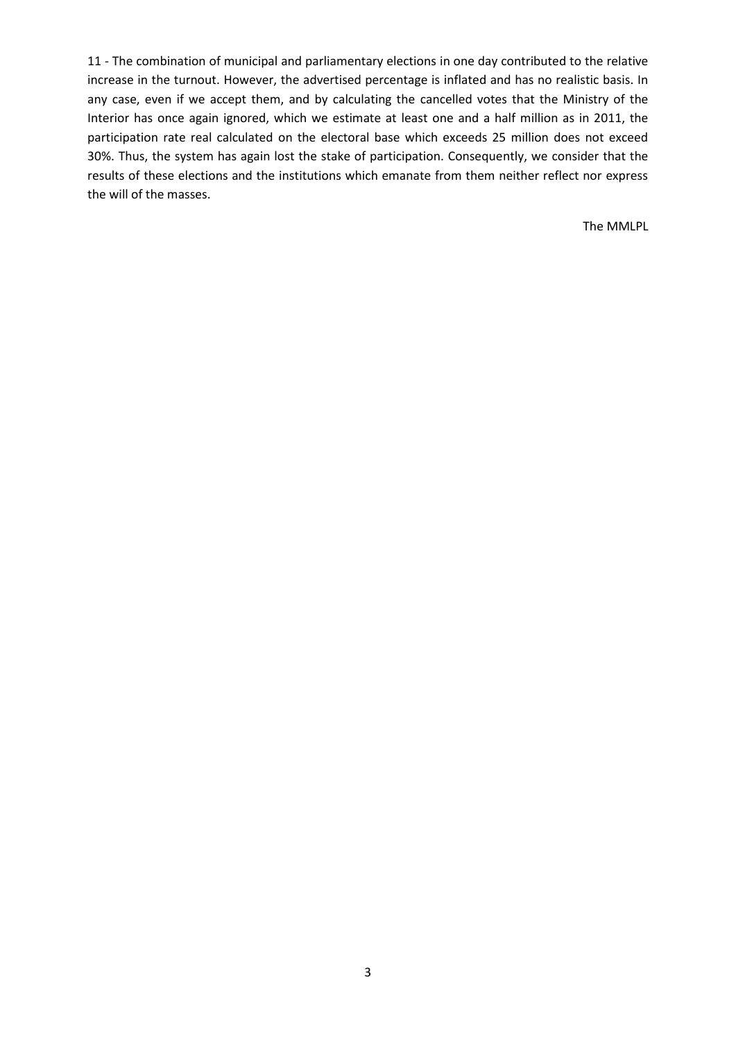11 - The combination of municipal and parliamentary elections in one day contributed to the relative increase in the turnout. However, the advertised percentage is inflated and has no realistic basis. In any case, even if we accept them, and by calculating the cancelled votes that the Ministry of the Interior has once again ignored, which we estimate at least one and a half million as in 2011, the participation rate real calculated on the electoral base which exceeds 25 million does not exceed 30%. Thus, the system has again lost the stake of participation. Consequently, we consider that the results of these elections and the institutions which emanate from them neither reflect nor express the will of the masses.

The MMLPL